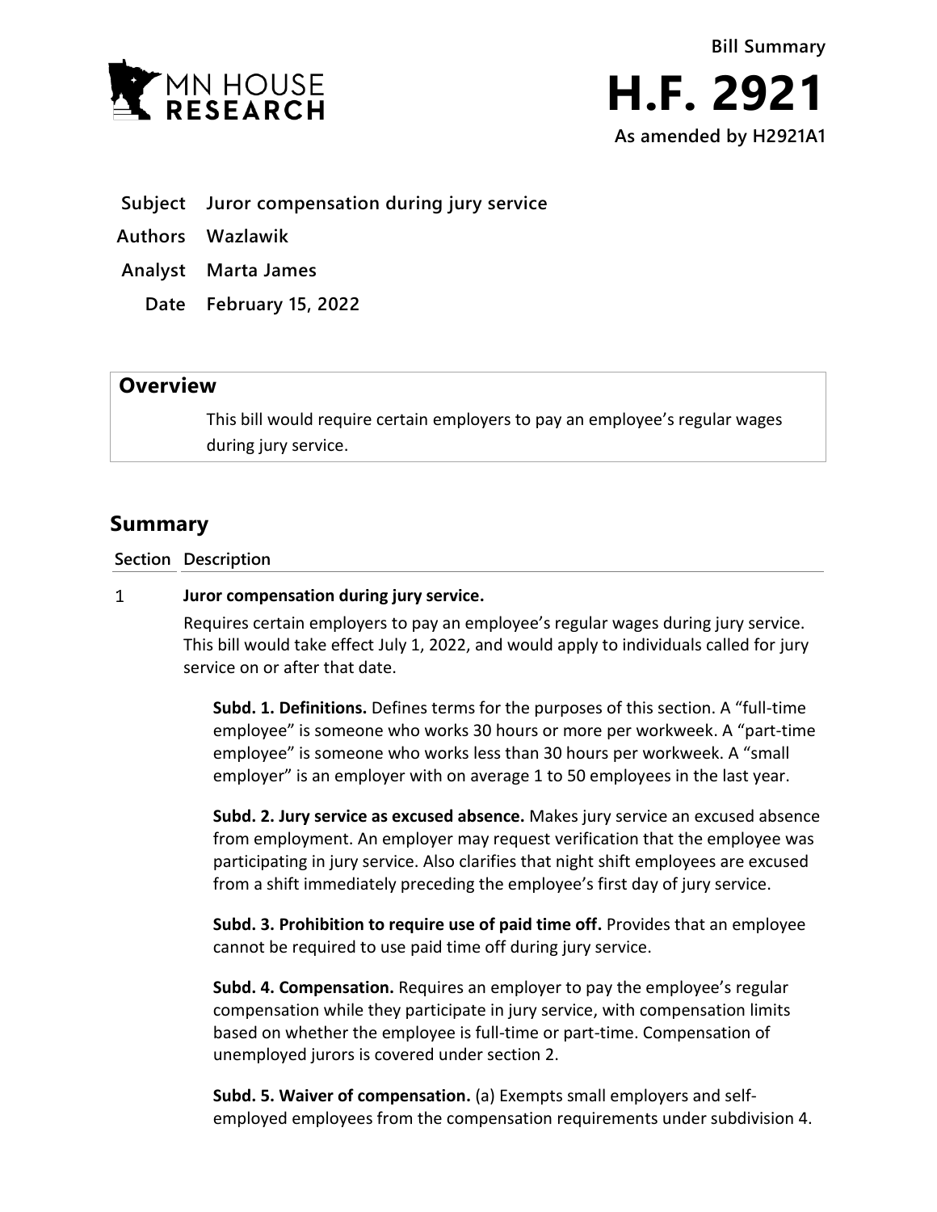MN HOUSE RESEARCH

Bill Summary

# H.F. 2921

**As amended by H2921A1**

**Subject** Juror compensation during jury service

**Authors** Wazlawik

**Analyst** Marta James

**Date** February 15, 2022

## Overview

This bill would require certain employers to pay an employee's regular wages during jury service.

## Summary

**Section Description**

1 **Juror compensation during jury service.**

Requires certain employers to pay an employee's regular wages during jury service. This bill would take effect July 1, 2022, and would apply to individuals called for jury service on or after that date.

**Subd. 1. Definitions.** Defines terms for the purposes of this section. A "full-time employee" is someone who works 30 hours or more per workweek. A "part-time employee" is someone who works less than 30 hours per workweek. A "small employer" is an employer with on average 1 to 50 employees in the last year.

**Subd. 2. Jury service as excused absence.** Makes jury service an excused absence from employment. An employer may request verification that the employee was participating in jury service. Also clarifies that night shift employees are excused from a shift immediately preceding the employee's first day of jury service.

**Subd. 3. Prohibition to require use of paid time off.** Provides that an employee cannot be required to use paid time off during jury service.

**Subd. 4. Compensation.** Requires an employer to pay the employee's regular compensation while they participate in jury service, with compensation limits based on whether the employee is full-time or part-time. Compensation of unemployed jurors is covered under section 2.

**Subd. 5. Waiver of compensation.** (a) Exempts small employers and self-employed employees from the compensation requirements under subdivision 4.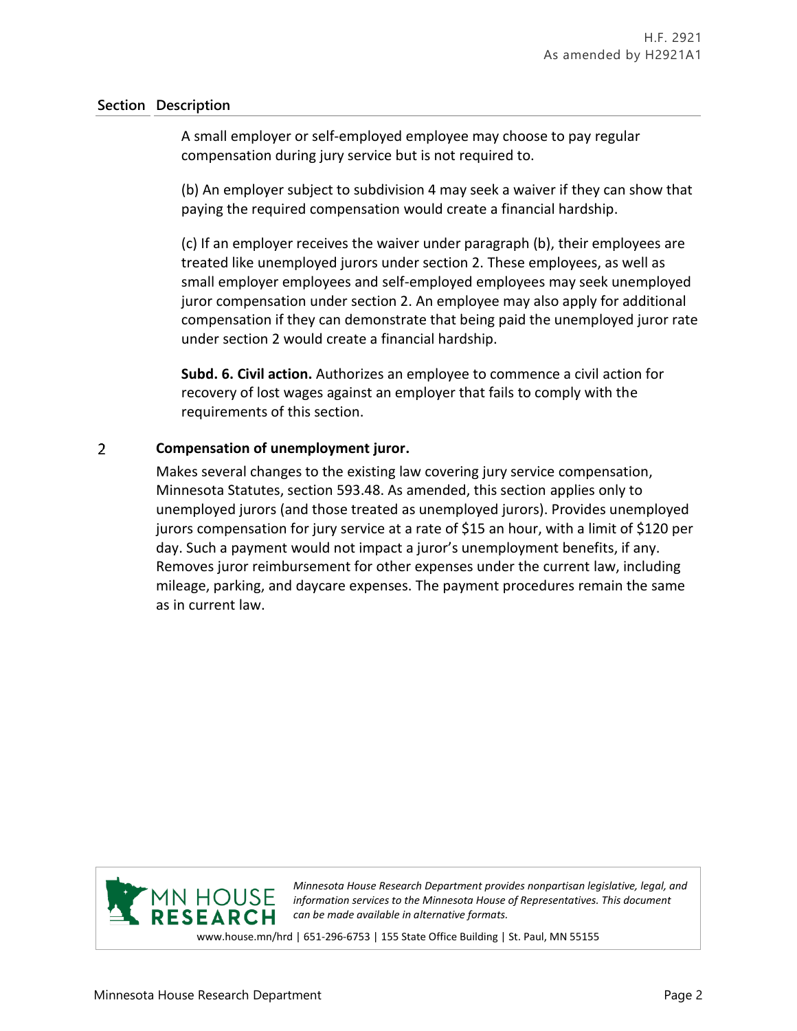| Section | Description |
|---|---|
| | A small employer or self-employed employee may choose to pay regular compensation during jury service but is not required to.<br><br>(b) An employer subject to subdivision 4 may seek a waiver if they can show that paying the required compensation would create a financial hardship.<br><br>(c) If an employer receives the waiver under paragraph (b), their employees are treated like unemployed jurors under section 2. These employees, as well as small employer employees and self-employed employees may seek unemployed juror compensation under section 2. An employee may also apply for additional compensation if they can demonstrate that being paid the unemployed juror rate under section 2 would create a financial hardship.<br><br>**Subd. 6. Civil action.** Authorizes an employee to commence a civil action for recovery of lost wages against an employer that fails to comply with the requirements of this section. |
| 2 | **Compensation of unemployment juror.**<br><br>Makes several changes to the existing law covering jury service compensation, Minnesota Statutes, section 593.48. As amended, this section applies only to unemployed jurors (and those treated as unemployed jurors). Provides unemployed jurors compensation for jury service at a rate of \$15 an hour, with a limit of \$120 per day. Such a payment would not impact a juror's unemployment benefits, if any. Removes juror reimbursement for other expenses under the current law, including mileage, parking, and daycare expenses. The payment procedures remain the same as in current law. |

MN HOUSE RESEARCH

*Minnesota House Research Department provides nonpartisan legislative, legal, and information services to the Minnesota House of Representatives. This document can be made available in alternative formats.*

www.house.mn/hrd | 651-296-6753 | 155 State Office Building | St. Paul, MN 55155